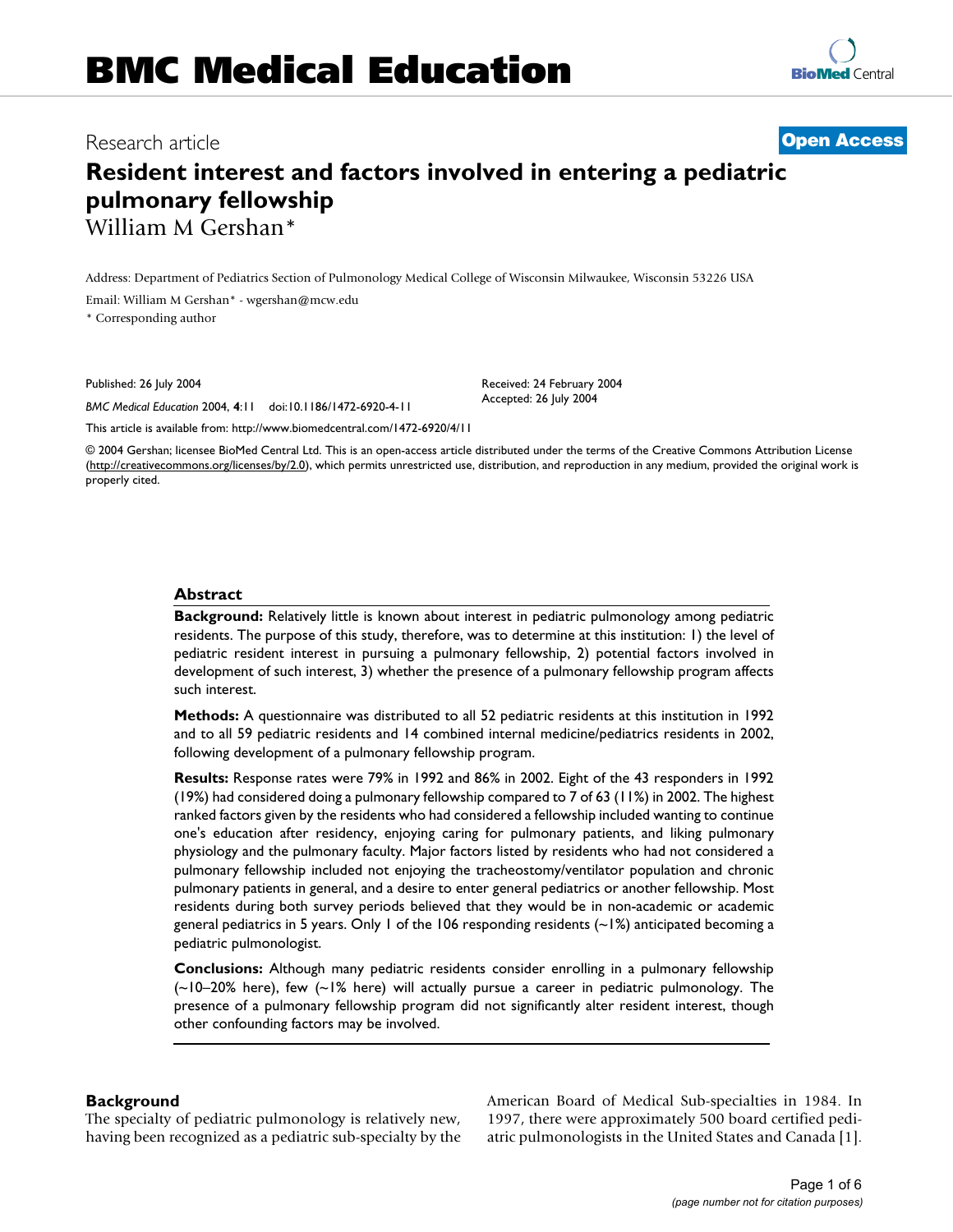# BMC Medical Education

Research article

**Open Access**

## Resident interest and factors involved in entering a pediatric pulmonary fellowship

William M Gershan*

Address: Department of Pediatrics Section of Pulmonology Medical College of Wisconsin Milwaukee, Wisconsin 53226 USA

Email: William M Gershan* - wgershan@mcw.edu

\* Corresponding author

Published: 26 July 2004

*BMC Medical Education* 2004, **4**:11 doi:10.1186/1472-6920-4-11

Received: 24 February 2004
Accepted: 26 July 2004

This article is available from: http://www.biomedcentral.com/1472-6920/4/11

© 2004 Gershan; licensee BioMed Central Ltd. This is an open-access article distributed under the terms of the Creative Commons Attribution License (http://creativecommons.org/licenses/by/2.0), which permits unrestricted use, distribution, and reproduction in any medium, provided the original work is properly cited.

### Abstract

**Background:** Relatively little is known about interest in pediatric pulmonology among pediatric residents. The purpose of this study, therefore, was to determine at this institution: 1) the level of pediatric resident interest in pursuing a pulmonary fellowship, 2) potential factors involved in development of such interest, 3) whether the presence of a pulmonary fellowship program affects such interest.

**Methods:** A questionnaire was distributed to all 52 pediatric residents at this institution in 1992 and to all 59 pediatric residents and 14 combined internal medicine/pediatrics residents in 2002, following development of a pulmonary fellowship program.

**Results:** Response rates were 79% in 1992 and 86% in 2002. Eight of the 43 responders in 1992 (19%) had considered doing a pulmonary fellowship compared to 7 of 63 (11%) in 2002. The highest ranked factors given by the residents who had considered a fellowship included wanting to continue one's education after residency, enjoying caring for pulmonary patients, and liking pulmonary physiology and the pulmonary faculty. Major factors listed by residents who had not considered a pulmonary fellowship included not enjoying the tracheostomy/ventilator population and chronic pulmonary patients in general, and a desire to enter general pediatrics or another fellowship. Most residents during both survey periods believed that they would be in non-academic or academic general pediatrics in 5 years. Only 1 of the 106 responding residents (~1%) anticipated becoming a pediatric pulmonologist.

**Conclusions:** Although many pediatric residents consider enrolling in a pulmonary fellowship (~10–20% here), few (~1% here) will actually pursue a career in pediatric pulmonology. The presence of a pulmonary fellowship program did not significantly alter resident interest, though other confounding factors may be involved.

### Background

The specialty of pediatric pulmonology is relatively new, having been recognized as a pediatric sub-specialty by the American Board of Medical Sub-specialties in 1984. In 1997, there were approximately 500 board certified pediatric pulmonologists in the United States and Canada [1].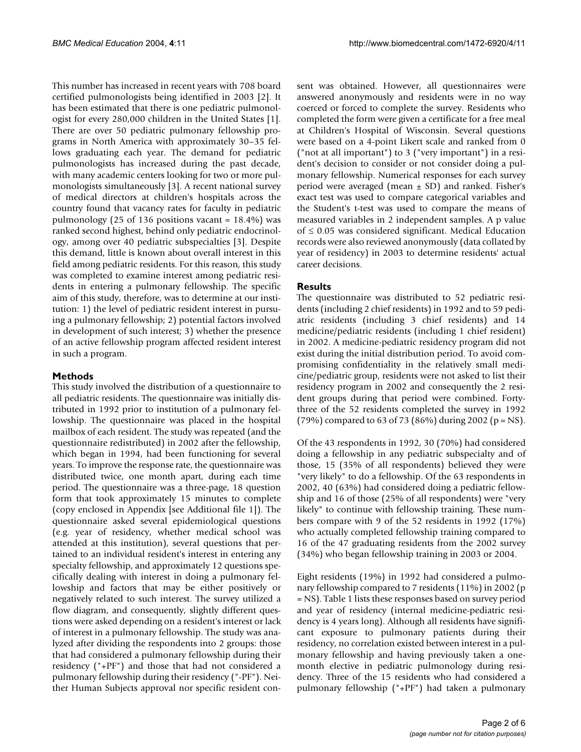This number has increased in recent years with 708 board certified pulmonologists being identified in 2003 [2]. It has been estimated that there is one pediatric pulmonologist for every 280,000 children in the United States [1]. There are over 50 pediatric pulmonary fellowship programs in North America with approximately 30–35 fellows graduating each year. The demand for pediatric pulmonologists has increased during the past decade, with many academic centers looking for two or more pulmonologists simultaneously [3]. A recent national survey of medical directors at children's hospitals across the country found that vacancy rates for faculty in pediatric pulmonology (25 of 136 positions vacant = 18.4%) was ranked second highest, behind only pediatric endocrinology, among over 40 pediatric subspecialties [3]. Despite this demand, little is known about overall interest in this field among pediatric residents. For this reason, this study was completed to examine interest among pediatric residents in entering a pulmonary fellowship. The specific aim of this study, therefore, was to determine at our institution: 1) the level of pediatric resident interest in pursuing a pulmonary fellowship; 2) potential factors involved in development of such interest; 3) whether the presence of an active fellowship program affected resident interest in such a program.

## Methods

This study involved the distribution of a questionnaire to all pediatric residents. The questionnaire was initially distributed in 1992 prior to institution of a pulmonary fellowship. The questionnaire was placed in the hospital mailbox of each resident. The study was repeated (and the questionnaire redistributed) in 2002 after the fellowship, which began in 1994, had been functioning for several years. To improve the response rate, the questionnaire was distributed twice, one month apart, during each time period. The questionnaire was a three-page, 18 question form that took approximately 15 minutes to complete (copy enclosed in Appendix [see Additional file 1]). The questionnaire asked several epidemiological questions (e.g. year of residency, whether medical school was attended at this institution), several questions that pertained to an individual resident's interest in entering any specialty fellowship, and approximately 12 questions specifically dealing with interest in doing a pulmonary fellowship and factors that may be either positively or negatively related to such interest. The survey utilized a flow diagram, and consequently, slightly different questions were asked depending on a resident's interest or lack of interest in a pulmonary fellowship. The study was analyzed after dividing the respondents into 2 groups: those that had considered a pulmonary fellowship during their residency ("+PF") and those that had not considered a pulmonary fellowship during their residency ("-PF"). Neither Human Subjects approval nor specific resident consent was obtained. However, all questionnaires were answered anonymously and residents were in no way coerced or forced to complete the survey. Residents who completed the form were given a certificate for a free meal at Children's Hospital of Wisconsin. Several questions were based on a 4-point Likert scale and ranked from 0 ("not at all important") to 3 ("very important") in a resident's decision to consider or not consider doing a pulmonary fellowship. Numerical responses for each survey period were averaged (mean ± SD) and ranked. Fisher's exact test was used to compare categorical variables and the Student's t-test was used to compare the means of measured variables in 2 independent samples. A p value of $\leq 0.05$ was considered significant. Medical Education records were also reviewed anonymously (data collated by year of residency) in 2003 to determine residents' actual career decisions.

## Results

The questionnaire was distributed to 52 pediatric residents (including 2 chief residents) in 1992 and to 59 pediatric residents (including 3 chief residents) and 14 medicine/pediatric residents (including 1 chief resident) in 2002. A medicine-pediatric residency program did not exist during the initial distribution period. To avoid compromising confidentiality in the relatively small medicine/pediatric group, residents were not asked to list their residency program in 2002 and consequently the 2 resident groups during that period were combined. Forty-three of the 52 residents completed the survey in 1992 (79%) compared to 63 of 73 (86%) during 2002 (p = NS).

Of the 43 respondents in 1992, 30 (70%) had considered doing a fellowship in any pediatric subspecialty and of those, 15 (35% of all respondents) believed they were "very likely" to do a fellowship. Of the 63 respondents in 2002, 40 (63%) had considered doing a pediatric fellowship and 16 of those (25% of all respondents) were "very likely" to continue with fellowship training. These numbers compare with 9 of the 52 residents in 1992 (17%) who actually completed fellowship training compared to 16 of the 47 graduating residents from the 2002 survey (34%) who began fellowship training in 2003 or 2004.

Eight residents (19%) in 1992 had considered a pulmonary fellowship compared to 7 residents (11%) in 2002 (p = NS). Table 1 lists these responses based on survey period and year of residency (internal medicine-pediatric residency is 4 years long). Although all residents have significant exposure to pulmonary patients during their residency, no correlation existed between interest in a pulmonary fellowship and having previously taken a one-month elective in pediatric pulmonology during residency. Three of the 15 residents who had considered a pulmonary fellowship ("+PF") had taken a pulmonary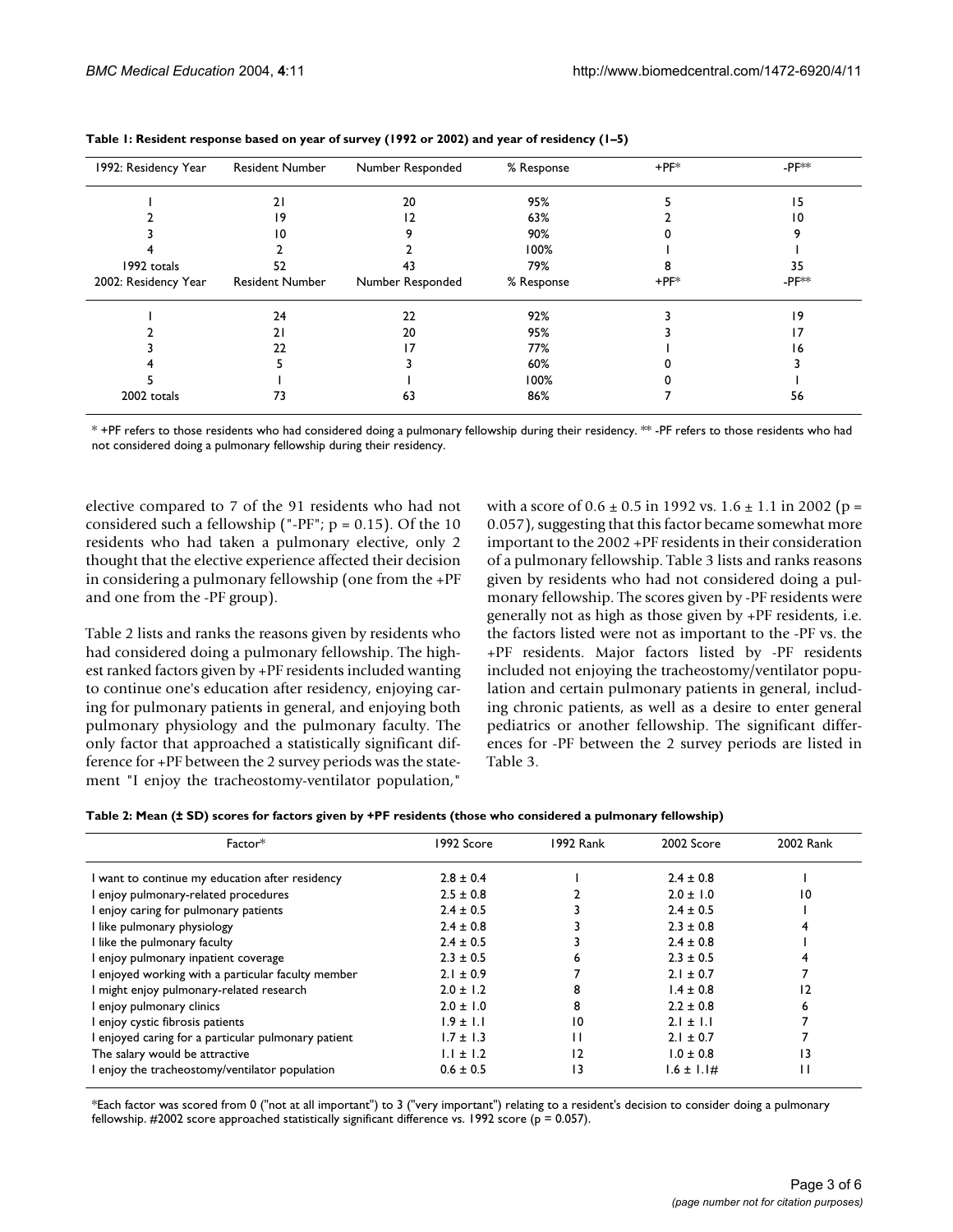**Table 1: Resident response based on year of survey (1992 or 2002) and year of residency (1–5)**

| 1992: Residency Year | Resident Number | Number Responded | % Response | +PF* | -PF** |
|---|---|---|---|---|---|
| 1 | 21 | 20 | 95% | 5 | 15 |
| 2 | 19 | 12 | 63% | 2 | 10 |
| 3 | 10 | 9 | 90% | 0 | 9 |
| 4 | 2 | 2 | 100% | 1 | 1 |
| 1992 totals | 52 | 43 | 79% | 8 | 35 |
| **2002: Residency Year** | **Resident Number** | **Number Responded** | **% Response** | **+PF*** | **-PF**** |
| 1 | 24 | 22 | 92% | 3 | 19 |
| 2 | 21 | 20 | 95% | 3 | 17 |
| 3 | 22 | 17 | 77% | 1 | 16 |
| 4 | 5 | 3 | 60% | 0 | 3 |
| 5 | 1 | 1 | 100% | 0 | 1 |
| 2002 totals | 73 | 63 | 86% | 7 | 56 |

* +PF refers to those residents who had considered doing a pulmonary fellowship during their residency. ** -PF refers to those residents who had not considered doing a pulmonary fellowship during their residency.

elective compared to 7 of the 91 residents who had not considered such a fellowship ("-PF"; $p = 0.15$). Of the 10 residents who had taken a pulmonary elective, only 2 thought that the elective experience affected their decision in considering a pulmonary fellowship (one from the +PF and one from the -PF group).

Table 2 lists and ranks the reasons given by residents who had considered doing a pulmonary fellowship. The highest ranked factors given by +PF residents included wanting to continue one's education after residency, enjoying caring for pulmonary patients in general, and enjoying both pulmonary physiology and the pulmonary faculty. The only factor that approached a statistically significant difference for +PF between the 2 survey periods was the statement "I enjoy the tracheostomy-ventilator population," with a score of $0.6 \pm 0.5$ in 1992 vs. $1.6 \pm 1.1$ in 2002 ($p = 0.057$), suggesting that this factor became somewhat more important to the 2002 +PF residents in their consideration of a pulmonary fellowship. Table 3 lists and ranks reasons given by residents who had not considered doing a pulmonary fellowship. The scores given by -PF residents were generally not as high as those given by +PF residents, i.e. the factors listed were not as important to the -PF vs. the +PF residents. Major factors listed by -PF residents included not enjoying the tracheostomy/ventilator population and certain pulmonary patients in general, including chronic patients, as well as a desire to enter general pediatrics or another fellowship. The significant differences for -PF between the 2 survey periods are listed in Table 3.

**Table 2: Mean (± SD) scores for factors given by +PF residents (those who considered a pulmonary fellowship)**

| Factor* | 1992 Score | 1992 Rank | 2002 Score | 2002 Rank |
|---|---|---|---|---|
| I want to continue my education after residency | $2.8 \pm 0.4$ | 1 | $2.4 \pm 0.8$ | 1 |
| I enjoy pulmonary-related procedures | $2.5 \pm 0.8$ | 2 | $2.0 \pm 1.0$ | 10 |
| I enjoy caring for pulmonary patients | $2.4 \pm 0.5$ | 3 | $2.4 \pm 0.5$ | 1 |
| I like pulmonary physiology | $2.4 \pm 0.8$ | 3 | $2.3 \pm 0.8$ | 4 |
| I like the pulmonary faculty | $2.4 \pm 0.5$ | 3 | $2.4 \pm 0.8$ | 1 |
| I enjoy pulmonary inpatient coverage | $2.3 \pm 0.5$ | 6 | $2.3 \pm 0.5$ | 4 |
| I enjoyed working with a particular faculty member | $2.1 \pm 0.9$ | 7 | $2.1 \pm 0.7$ | 7 |
| I might enjoy pulmonary-related research | $2.0 \pm 1.2$ | 8 | $1.4 \pm 0.8$ | 12 |
| I enjoy pulmonary clinics | $2.0 \pm 1.0$ | 8 | $2.2 \pm 0.8$ | 6 |
| I enjoy cystic fibrosis patients | $1.9 \pm 1.1$ | 10 | $2.1 \pm 1.1$ | 7 |
| I enjoyed caring for a particular pulmonary patient | $1.7 \pm 1.3$ | 11 | $2.1 \pm 0.7$ | 7 |
| The salary would be attractive | $1.1 \pm 1.2$ | 12 | $1.0 \pm 0.8$ | 13 |
| I enjoy the tracheostomy/ventilator population | $0.6 \pm 0.5$ | 13 | $1.6 \pm 1.1$# | 11 |

*Each factor was scored from 0 ("not at all important") to 3 ("very important") relating to a resident's decision to consider doing a pulmonary fellowship. #2002 score approached statistically significant difference vs. 1992 score ($p = 0.057$).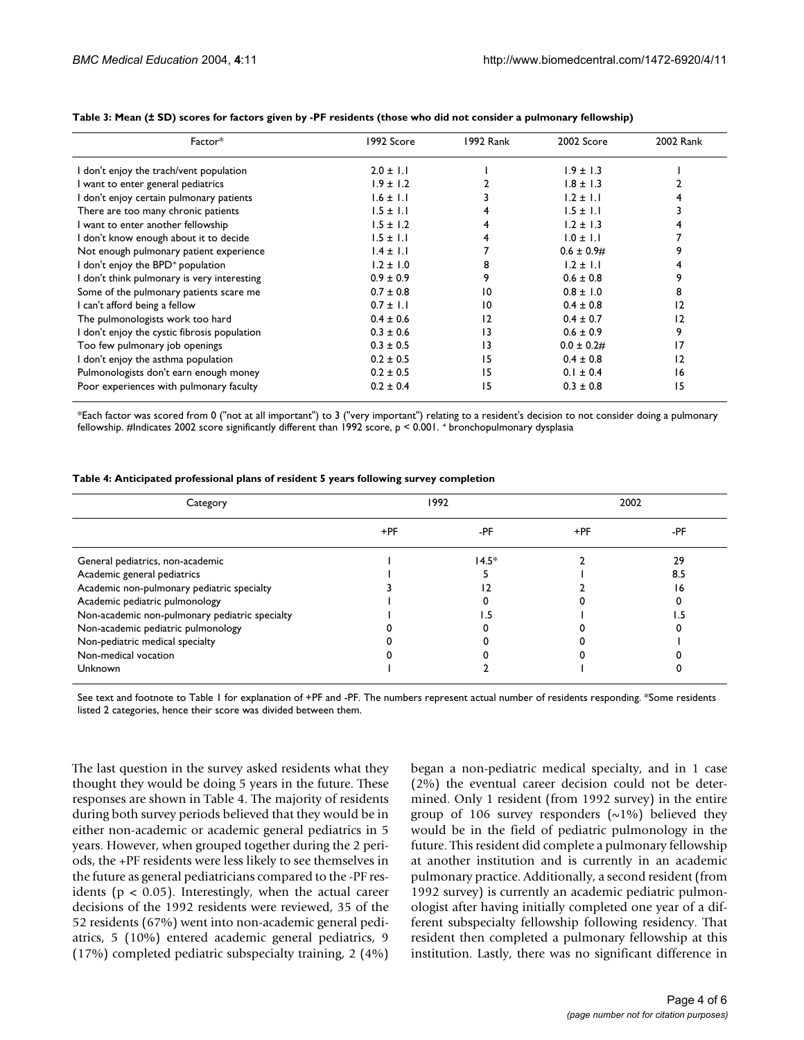**Table 3: Mean (± SD) scores for factors given by -PF residents (those who did not consider a pulmonary fellowship)**

| Factor* | 1992 Score | 1992 Rank | 2002 Score | 2002 Rank |
|---|---|---|---|---|
| I don't enjoy the trach/vent population | 2.0 ± 1.1 | 1 | 1.9 ± 1.3 | 1 |
| I want to enter general pediatrics | 1.9 ± 1.2 | 2 | 1.8 ± 1.3 | 2 |
| I don't enjoy certain pulmonary patients | 1.6 ± 1.1 | 3 | 1.2 ± 1.1 | 4 |
| There are too many chronic patients | 1.5 ± 1.1 | 4 | 1.5 ± 1.1 | 3 |
| I want to enter another fellowship | 1.5 ± 1.2 | 4 | 1.2 ± 1.3 | 4 |
| I don't know enough about it to decide | 1.5 ± 1.1 | 4 | 1.0 ± 1.1 | 7 |
| Not enough pulmonary patient experience | 1.4 ± 1.1 | 7 | 0.6 ± 0.9# | 9 |
| I don't enjoy the BPD+ population | 1.2 ± 1.0 | 8 | 1.2 ± 1.1 | 4 |
| I don't think pulmonary is very interesting | 0.9 ± 0.9 | 9 | 0.6 ± 0.8 | 9 |
| Some of the pulmonary patients scare me | 0.7 ± 0.8 | 10 | 0.8 ± 1.0 | 8 |
| I can't afford being a fellow | 0.7 ± 1.1 | 10 | 0.4 ± 0.8 | 12 |
| The pulmonologists work too hard | 0.4 ± 0.6 | 12 | 0.4 ± 0.7 | 12 |
| I don't enjoy the cystic fibrosis population | 0.3 ± 0.6 | 13 | 0.6 ± 0.9 | 9 |
| Too few pulmonary job openings | 0.3 ± 0.5 | 13 | 0.0 ± 0.2# | 17 |
| I don't enjoy the asthma population | 0.2 ± 0.5 | 15 | 0.4 ± 0.8 | 12 |
| Pulmonologists don't earn enough money | 0.2 ± 0.5 | 15 | 0.1 ± 0.4 | 16 |
| Poor experiences with pulmonary faculty | 0.2 ± 0.4 | 15 | 0.3 ± 0.8 | 15 |

*Each factor was scored from 0 ("not at all important") to 3 ("very important") relating to a resident's decision to not consider doing a pulmonary fellowship. #Indicates 2002 score significantly different than 1992 score, $p < 0.001$. + bronchopulmonary dysplasia

**Table 4: Anticipated professional plans of resident 5 years following survey completion**

| Category | 1992 | | 2002 | |
|---|---|---|---|---|
| | +PF | -PF | +PF | -PF |
| General pediatrics, non-academic | 1 | 14.5* | 2 | 29 |
| Academic general pediatrics | 1 | 5 | 1 | 8.5 |
| Academic non-pulmonary pediatric specialty | 3 | 12 | 2 | 16 |
| Academic pediatric pulmonology | 1 | 0 | 0 | 0 |
| Non-academic non-pulmonary pediatric specialty | 1 | 1.5 | 1 | 1.5 |
| Non-academic pediatric pulmonology | 0 | 0 | 0 | 0 |
| Non-pediatric medical specialty | 0 | 0 | 0 | 1 |
| Non-medical vocation | 0 | 0 | 0 | 0 |
| Unknown | 1 | 2 | 1 | 0 |

See text and footnote to Table 1 for explanation of +PF and -PF. The numbers represent actual number of residents responding. *Some residents listed 2 categories, hence their score was divided between them.

The last question in the survey asked residents what they thought they would be doing 5 years in the future. These responses are shown in Table 4. The majority of residents during both survey periods believed that they would be in either non-academic or academic general pediatrics in 5 years. However, when grouped together during the 2 periods, the +PF residents were less likely to see themselves in the future as general pediatricians compared to the -PF residents ($p < 0.05$). Interestingly, when the actual career decisions of the 1992 residents were reviewed, 35 of the 52 residents (67%) went into non-academic general pediatrics, 5 (10%) entered academic general pediatrics, 9 (17%) completed pediatric subspecialty training, 2 (4%) began a non-pediatric medical specialty, and in 1 case (2%) the eventual career decision could not be determined. Only 1 resident (from 1992 survey) in the entire group of 106 survey responders (~1%) believed they would be in the field of pediatric pulmonology in the future. This resident did complete a pulmonary fellowship at another institution and is currently in an academic pulmonary practice. Additionally, a second resident (from 1992 survey) is currently an academic pediatric pulmonologist after having initially completed one year of a different subspecialty fellowship following residency. That resident then completed a pulmonary fellowship at this institution. Lastly, there was no significant difference in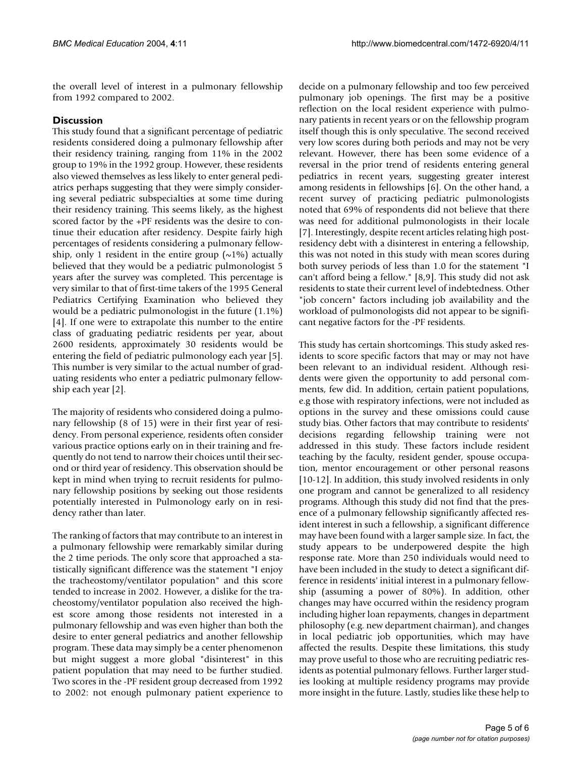the overall level of interest in a pulmonary fellowship from 1992 compared to 2002.

## Discussion

This study found that a significant percentage of pediatric residents considered doing a pulmonary fellowship after their residency training, ranging from 11% in the 2002 group to 19% in the 1992 group. However, these residents also viewed themselves as less likely to enter general pediatrics perhaps suggesting that they were simply considering several pediatric subspecialties at some time during their residency training. This seems likely, as the highest scored factor by the +PF residents was the desire to continue their education after residency. Despite fairly high percentages of residents considering a pulmonary fellowship, only 1 resident in the entire group (~1%) actually believed that they would be a pediatric pulmonologist 5 years after the survey was completed. This percentage is very similar to that of first-time takers of the 1995 General Pediatrics Certifying Examination who believed they would be a pediatric pulmonologist in the future (1.1%) [4]. If one were to extrapolate this number to the entire class of graduating pediatric residents per year, about 2600 residents, approximately 30 residents would be entering the field of pediatric pulmonology each year [5]. This number is very similar to the actual number of graduating residents who enter a pediatric pulmonary fellowship each year [2].

The majority of residents who considered doing a pulmonary fellowship (8 of 15) were in their first year of residency. From personal experience, residents often consider various practice options early on in their training and frequently do not tend to narrow their choices until their second or third year of residency. This observation should be kept in mind when trying to recruit residents for pulmonary fellowship positions by seeking out those residents potentially interested in Pulmonology early on in residency rather than later.

The ranking of factors that may contribute to an interest in a pulmonary fellowship were remarkably similar during the 2 time periods. The only score that approached a statistically significant difference was the statement "I enjoy the tracheostomy/ventilator population" and this score tended to increase in 2002. However, a dislike for the tracheostomy/ventilator population also received the highest score among those residents not interested in a pulmonary fellowship and was even higher than both the desire to enter general pediatrics and another fellowship program. These data may simply be a center phenomenon but might suggest a more global "disinterest" in this patient population that may need to be further studied. Two scores in the -PF resident group decreased from 1992 to 2002: not enough pulmonary patient experience to decide on a pulmonary fellowship and too few perceived pulmonary job openings. The first may be a positive reflection on the local resident experience with pulmonary patients in recent years or on the fellowship program itself though this is only speculative. The second received very low scores during both periods and may not be very relevant. However, there has been some evidence of a reversal in the prior trend of residents entering general pediatrics in recent years, suggesting greater interest among residents in fellowships [6]. On the other hand, a recent survey of practicing pediatric pulmonologists noted that 69% of respondents did not believe that there was need for additional pulmonologists in their locale [7]. Interestingly, despite recent articles relating high post-residency debt with a disinterest in entering a fellowship, this was not noted in this study with mean scores during both survey periods of less than 1.0 for the statement "I can't afford being a fellow." [8,9]. This study did not ask residents to state their current level of indebtedness. Other "job concern" factors including job availability and the workload of pulmonologists did not appear to be significant negative factors for the -PF residents.

This study has certain shortcomings. This study asked residents to score specific factors that may or may not have been relevant to an individual resident. Although residents were given the opportunity to add personal comments, few did. In addition, certain patient populations, e.g those with respiratory infections, were not included as options in the survey and these omissions could cause study bias. Other factors that may contribute to residents' decisions regarding fellowship training were not addressed in this study. These factors include resident teaching by the faculty, resident gender, spouse occupation, mentor encouragement or other personal reasons [10-12]. In addition, this study involved residents in only one program and cannot be generalized to all residency programs. Although this study did not find that the presence of a pulmonary fellowship significantly affected resident interest in such a fellowship, a significant difference may have been found with a larger sample size. In fact, the study appears to be underpowered despite the high response rate. More than 250 individuals would need to have been included in the study to detect a significant difference in residents' initial interest in a pulmonary fellowship (assuming a power of 80%). In addition, other changes may have occurred within the residency program including higher loan repayments, changes in department philosophy (e.g. new department chairman), and changes in local pediatric job opportunities, which may have affected the results. Despite these limitations, this study may prove useful to those who are recruiting pediatric residents as potential pulmonary fellows. Further larger studies looking at multiple residency programs may provide more insight in the future. Lastly, studies like these help to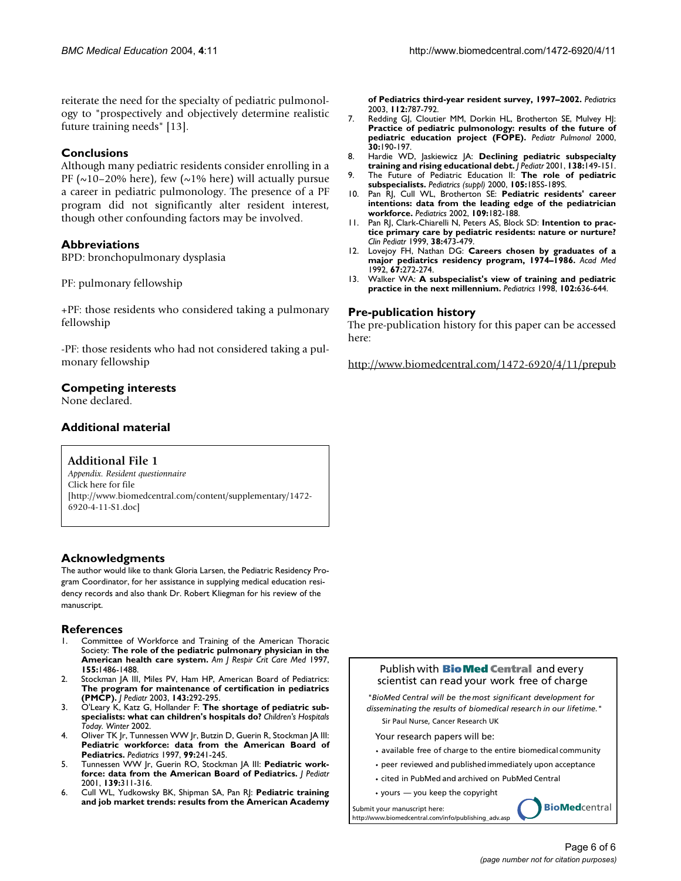reiterate the need for the specialty of pediatric pulmonology to "prospectively and objectively determine realistic future training needs" [13].

## Conclusions

Although many pediatric residents consider enrolling in a PF (~10–20% here), few (~1% here) will actually pursue a career in pediatric pulmonology. The presence of a PF program did not significantly alter resident interest, though other confounding factors may be involved.

## Abbreviations

BPD: bronchopulmonary dysplasia

PF: pulmonary fellowship

+PF: those residents who considered taking a pulmonary fellowship

-PF: those residents who had not considered taking a pulmonary fellowship

## Competing interests

None declared.

## Additional material

**Additional File 1**
*Appendix. Resident questionnaire*
Click here for file
[http://www.biomedcentral.com/content/supplementary/1472-6920-4-11-S1.doc]

## Acknowledgments

The author would like to thank Gloria Larsen, the Pediatric Residency Program Coordinator, for her assistance in supplying medical education residency records and also thank Dr. Robert Kliegman for his review of the manuscript.

## References

1. Committee of Workforce and Training of the American Thoracic Society: **The role of the pediatric pulmonary physician in the American health care system.** *Am J Respir Crit Care Med* 1997, **155:**1486-1488.
2. Stockman JA III, Miles PV, Ham HP, American Board of Pediatrics: **The program for maintenance of certification in pediatrics (PMCP).** *J Pediatr* 2003, **143:**292-295.
3. O'Leary K, Katz G, Hollander F: **The shortage of pediatric subspecialists: what can children's hospitals do?** *Children's Hospitals Today. Winter* 2002.
4. Oliver TK Jr, Tunnessen WW Jr, Butzin D, Guerin R, Stockman JA III: **Pediatric workforce: data from the American Board of Pediatrics.** *Pediatrics* 1997, **99:**241-245.
5. Tunnessen WW Jr, Guerin RO, Stockman JA III: **Pediatric workforce: data from the American Board of Pediatrics.** *J Pediatr* 2001, **139:**311-316.
6. Cull WL, Yudkowsky BK, Shipman SA, Pan RJ: **Pediatric training and job market trends: results from the American Academy of Pediatrics third-year resident survey, 1997–2002.** *Pediatrics* 2003, **112:**787-792.
7. Redding GJ, Cloutier MM, Dorkin HL, Brotherton SE, Mulvey HJ: **Practice of pediatric pulmonology: results of the future of pediatric education project (FOPE).** *Pediatr Pulmonol* 2000, **30:**190-197.
8. Hardie WD, Jaskiewicz JA: **Declining pediatric subspecialty training and rising educational debt.** *J Pediatr* 2001, **138:**149-151.
9. The Future of Pediatric Education II: **The role of pediatric subspecialists.** *Pediatrics (suppl)* 2000, **105:**185S-189S.
10. Pan RJ, Cull WL, Brotherton SE: **Pediatric residents' career intentions: data from the leading edge of the pediatrician workforce.** *Pediatrics* 2002, **109:**182-188.
11. Pan RJ, Clark-Chiarelli N, Peters AS, Block SD: **Intention to practice primary care by pediatric residents: nature or nurture?** *Clin Pediatr* 1999, **38:**473-479.
12. Lovejoy FH, Nathan DG: **Careers chosen by graduates of a major pediatrics residency program, 1974–1986.** *Acad Med* 1992, **67:**272-274.
13. Walker WA: **A subspecialist's view of training and pediatric practice in the next millennium.** *Pediatrics* 1998, **102:**636-644.

## Pre-publication history

The pre-publication history for this paper can be accessed here:

http://www.biomedcentral.com/1472-6920/4/11/prepub

Publish with **BioMed Central** and every scientist can read your work free of charge

*"BioMed Central will be the most significant development for disseminating the results of biomedical research in our lifetime."*
Sir Paul Nurse, Cancer Research UK

Your research papers will be:

- available free of charge to the entire biomedical community
- peer reviewed and published immediately upon acceptance
- cited in PubMed and archived on PubMed Central
- yours — you keep the copyright

Submit your manuscript here:
http://www.biomedcentral.com/info/publishing_adv.asp

BioMedcentral